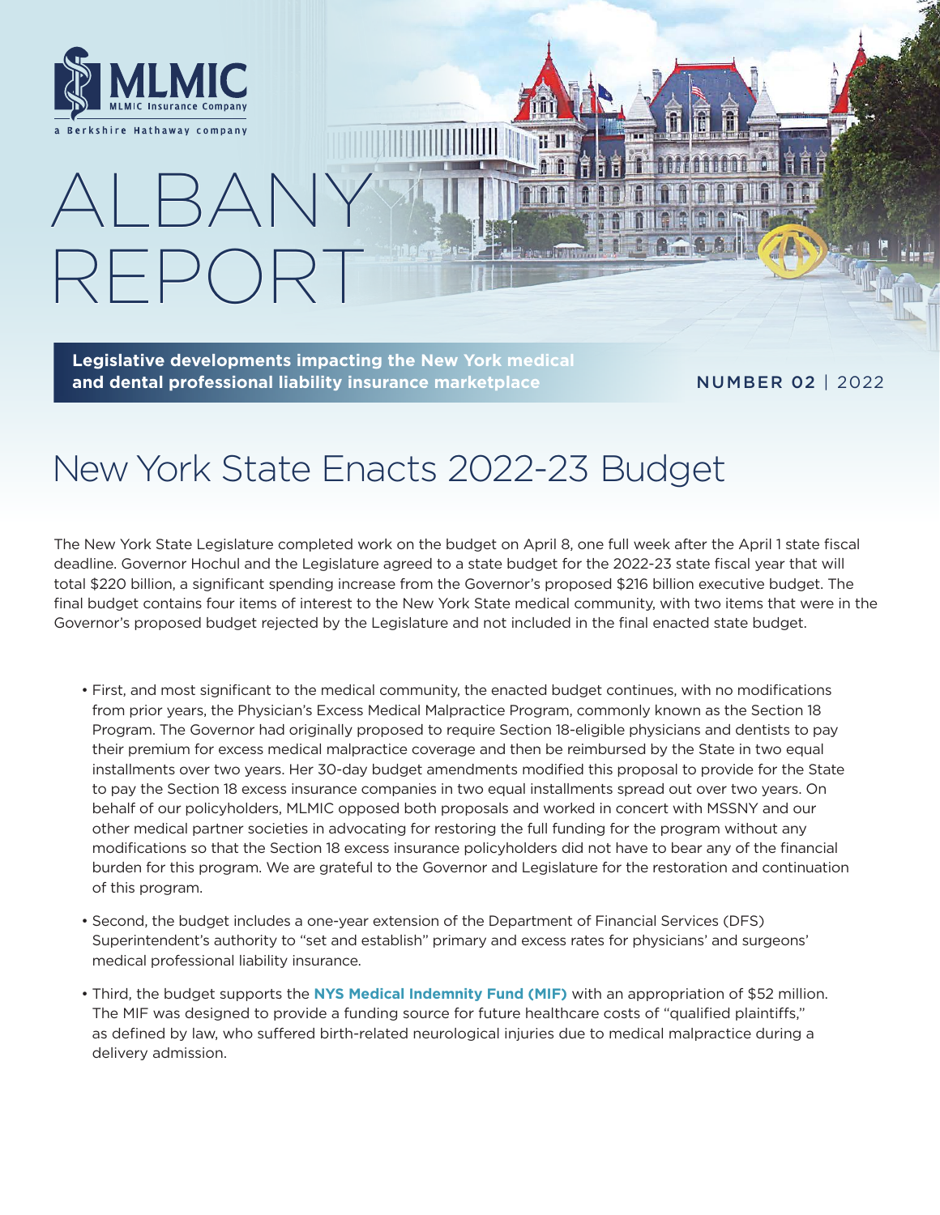MLMIC

MLMIC Insurance Company

a Berkshire Hathaway company

# ALBANY REPORT

**Legislative developments impacting the New York medical and dental professional liability insurance marketplace**

NUMBER 02 | 2022

## New York State Enacts 2022-23 Budget

The New York State Legislature completed work on the budget on April 8, one full week after the April 1 state fiscal deadline. Governor Hochul and the Legislature agreed to a state budget for the 2022-23 state fiscal year that will total $220 billion, a significant spending increase from the Governor's proposed $216 billion executive budget. The final budget contains four items of interest to the New York State medical community, with two items that were in the Governor's proposed budget rejected by the Legislature and not included in the final enacted state budget.

- First, and most significant to the medical community, the enacted budget continues, with no modifications from prior years, the Physician's Excess Medical Malpractice Program, commonly known as the Section 18 Program. The Governor had originally proposed to require Section 18-eligible physicians and dentists to pay their premium for excess medical malpractice coverage and then be reimbursed by the State in two equal installments over two years. Her 30-day budget amendments modified this proposal to provide for the State to pay the Section 18 excess insurance companies in two equal installments spread out over two years. On behalf of our policyholders, MLMIC opposed both proposals and worked in concert with MSSNY and our other medical partner societies in advocating for restoring the full funding for the program without any modifications so that the Section 18 excess insurance policyholders did not have to bear any of the financial burden for this program. We are grateful to the Governor and Legislature for the restoration and continuation of this program.

- Second, the budget includes a one-year extension of the Department of Financial Services (DFS) Superintendent's authority to "set and establish" primary and excess rates for physicians' and surgeons' medical professional liability insurance.

- Third, the budget supports the **NYS Medical Indemnity Fund (MIF)** with an appropriation of $52 million. The MIF was designed to provide a funding source for future healthcare costs of "qualified plaintiffs," as defined by law, who suffered birth-related neurological injuries due to medical malpractice during a delivery admission.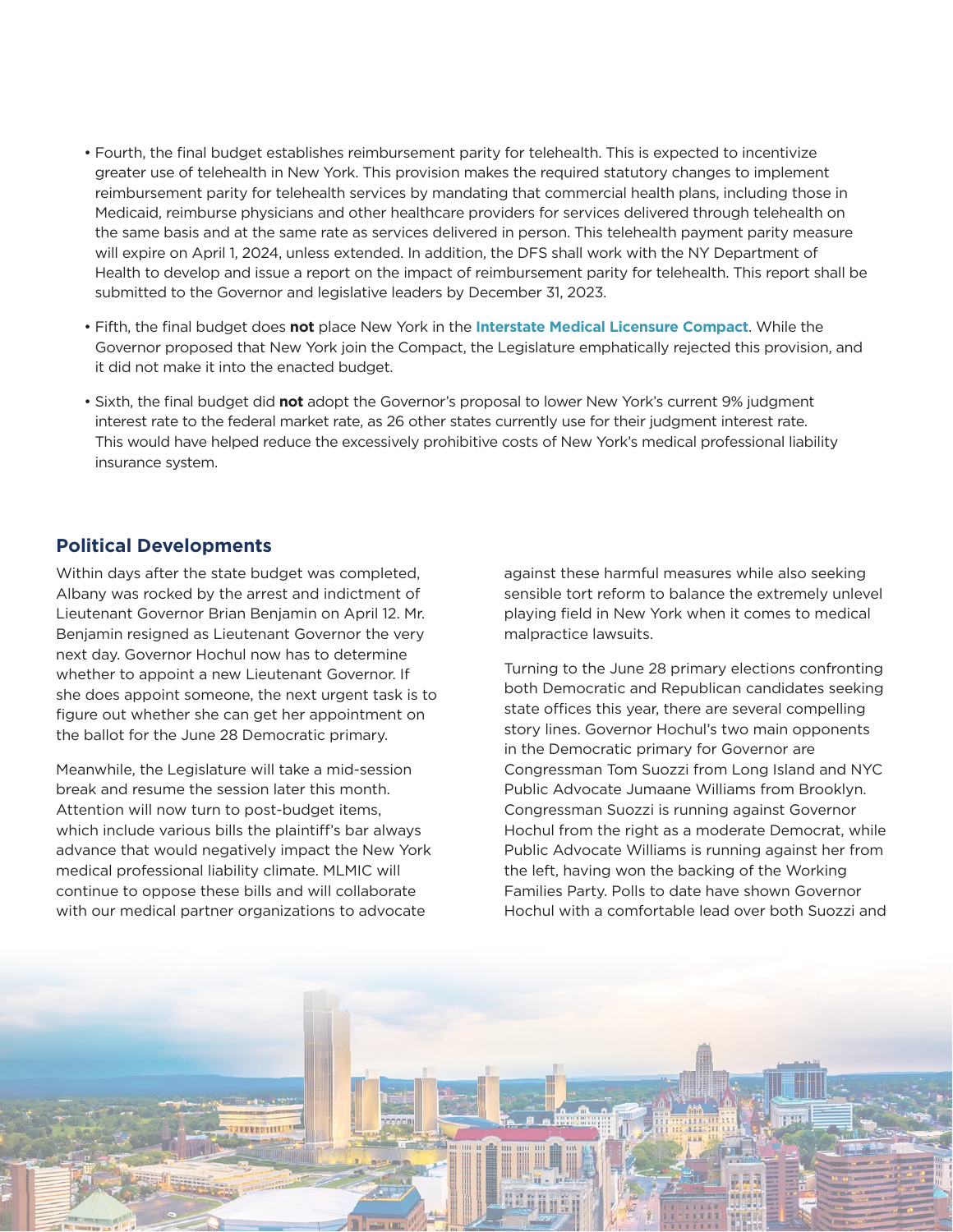- Fourth, the final budget establishes reimbursement parity for telehealth. This is expected to incentivize greater use of telehealth in New York. This provision makes the required statutory changes to implement reimbursement parity for telehealth services by mandating that commercial health plans, including those in Medicaid, reimburse physicians and other healthcare providers for services delivered through telehealth on the same basis and at the same rate as services delivered in person. This telehealth payment parity measure will expire on April 1, 2024, unless extended. In addition, the DFS shall work with the NY Department of Health to develop and issue a report on the impact of reimbursement parity for telehealth. This report shall be submitted to the Governor and legislative leaders by December 31, 2023.
- Fifth, the final budget does **not** place New York in the **Interstate Medical Licensure Compact**. While the Governor proposed that New York join the Compact, the Legislature emphatically rejected this provision, and it did not make it into the enacted budget.
- Sixth, the final budget did **not** adopt the Governor's proposal to lower New York's current 9% judgment interest rate to the federal market rate, as 26 other states currently use for their judgment interest rate. This would have helped reduce the excessively prohibitive costs of New York's medical professional liability insurance system.

## Political Developments

Within days after the state budget was completed, Albany was rocked by the arrest and indictment of Lieutenant Governor Brian Benjamin on April 12. Mr. Benjamin resigned as Lieutenant Governor the very next day. Governor Hochul now has to determine whether to appoint a new Lieutenant Governor. If she does appoint someone, the next urgent task is to figure out whether she can get her appointment on the ballot for the June 28 Democratic primary.

Meanwhile, the Legislature will take a mid-session break and resume the session later this month. Attention will now turn to post-budget items, which include various bills the plaintiff's bar always advance that would negatively impact the New York medical professional liability climate. MLMIC will continue to oppose these bills and will collaborate with our medical partner organizations to advocate against these harmful measures while also seeking sensible tort reform to balance the extremely unlevel playing field in New York when it comes to medical malpractice lawsuits.

Turning to the June 28 primary elections confronting both Democratic and Republican candidates seeking state offices this year, there are several compelling story lines. Governor Hochul's two main opponents in the Democratic primary for Governor are Congressman Tom Suozzi from Long Island and NYC Public Advocate Jumaane Williams from Brooklyn. Congressman Suozzi is running against Governor Hochul from the right as a moderate Democrat, while Public Advocate Williams is running against her from the left, having won the backing of the Working Families Party. Polls to date have shown Governor Hochul with a comfortable lead over both Suozzi and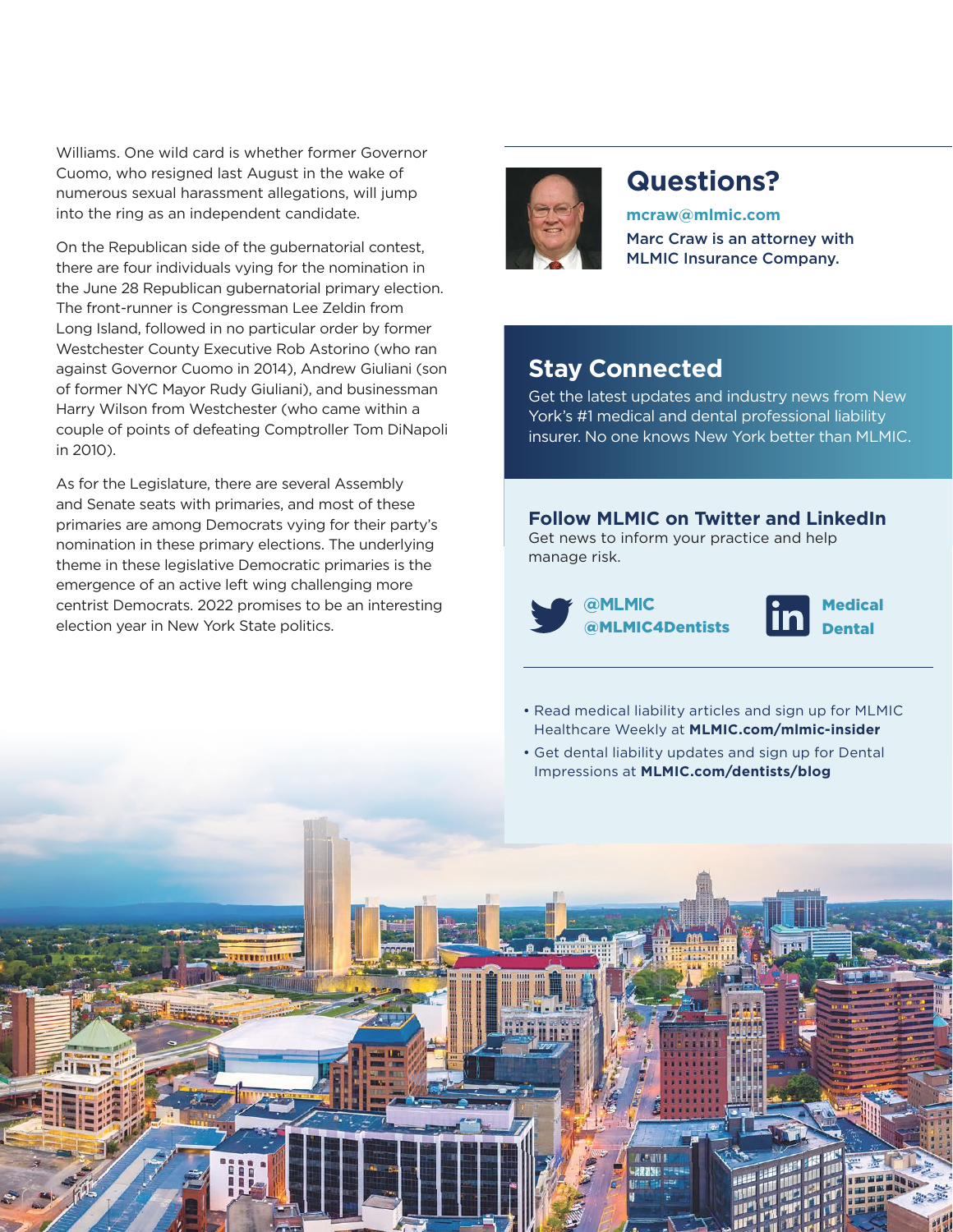Williams. One wild card is whether former Governor Cuomo, who resigned last August in the wake of numerous sexual harassment allegations, will jump into the ring as an independent candidate.

On the Republican side of the gubernatorial contest, there are four individuals vying for the nomination in the June 28 Republican gubernatorial primary election. The front-runner is Congressman Lee Zeldin from Long Island, followed in no particular order by former Westchester County Executive Rob Astorino (who ran against Governor Cuomo in 2014), Andrew Giuliani (son of former NYC Mayor Rudy Giuliani), and businessman Harry Wilson from Westchester (who came within a couple of points of defeating Comptroller Tom DiNapoli in 2010).

As for the Legislature, there are several Assembly and Senate seats with primaries, and most of these primaries are among Democrats vying for their party's nomination in these primary elections. The underlying theme in these legislative Democratic primaries is the emergence of an active left wing challenging more centrist Democrats. 2022 promises to be an interesting election year in New York State politics.

## Questions?

**mcraw@mlmic.com**

**Marc Craw is an attorney with MLMIC Insurance Company.**

## Stay Connected

Get the latest updates and industry news from New York's #1 medical and dental professional liability insurer. No one knows New York better than MLMIC.

### Follow MLMIC on Twitter and LinkedIn

Get news to inform your practice and help manage risk.

**@MLMIC**
**@MLMIC4Dentists**

**Medical**
**Dental**

- Read medical liability articles and sign up for MLMIC Healthcare Weekly at **MLMIC.com/mlmic-insider**
- Get dental liability updates and sign up for Dental Impressions at **MLMIC.com/dentists/blog**